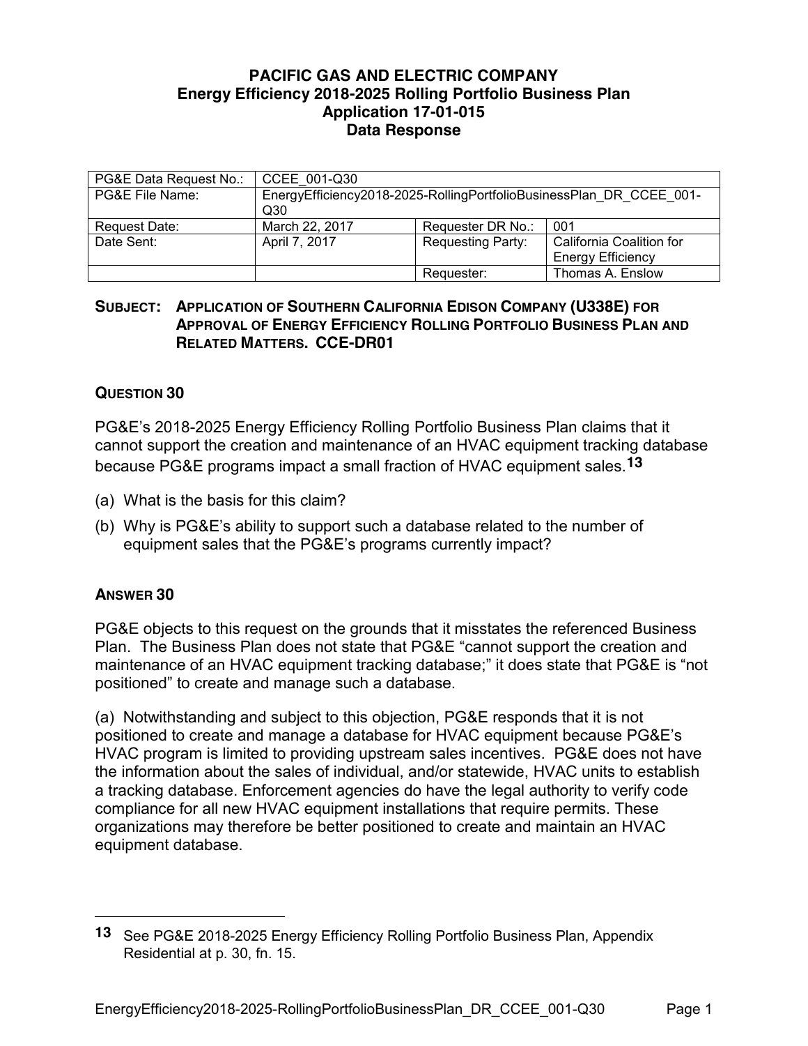# PACIFIC GAS AND ELECTRIC COMPANY
## Energy Efficiency 2018-2025 Rolling Portfolio Business Plan
## Application 17-01-015
## Data Response

| PG&E Data Request No.: | CCEE_001-Q30 | | |
|---|---|---|---|
| PG&E File Name: | EnergyEfficiency2018-2025-RollingPortfolioBusinessPlan_DR_CCEE_001-Q30 | | |
| Request Date: | March 22, 2017 | Requester DR No.: | 001 |
| Date Sent: | April 7, 2017 | Requesting Party: | California Coalition for Energy Efficiency |
| | | Requester: | Thomas A. Enslow |

**SUBJECT: APPLICATION OF SOUTHERN CALIFORNIA EDISON COMPANY (U338E) FOR APPROVAL OF ENERGY EFFICIENCY ROLLING PORTFOLIO BUSINESS PLAN AND RELATED MATTERS. CCE-DR01**

### QUESTION 30

PG&E's 2018-2025 Energy Efficiency Rolling Portfolio Business Plan claims that it cannot support the creation and maintenance of an HVAC equipment tracking database because PG&E programs impact a small fraction of HVAC equipment sales.[13]

(a) What is the basis for this claim?

(b) Why is PG&E's ability to support such a database related to the number of equipment sales that the PG&E's programs currently impact?

### ANSWER 30

PG&E objects to this request on the grounds that it misstates the referenced Business Plan. The Business Plan does not state that PG&E "cannot support the creation and maintenance of an HVAC equipment tracking database;" it does state that PG&E is "not positioned" to create and manage such a database.

(a) Notwithstanding and subject to this objection, PG&E responds that it is not positioned to create and manage a database for HVAC equipment because PG&E's HVAC program is limited to providing upstream sales incentives. PG&E does not have the information about the sales of individual, and/or statewide, HVAC units to establish a tracking database. Enforcement agencies do have the legal authority to verify code compliance for all new HVAC equipment installations that require permits. These organizations may therefore be better positioned to create and maintain an HVAC equipment database.

---

[13] See PG&E 2018-2025 Energy Efficiency Rolling Portfolio Business Plan, Appendix Residential at p. 30, fn. 15.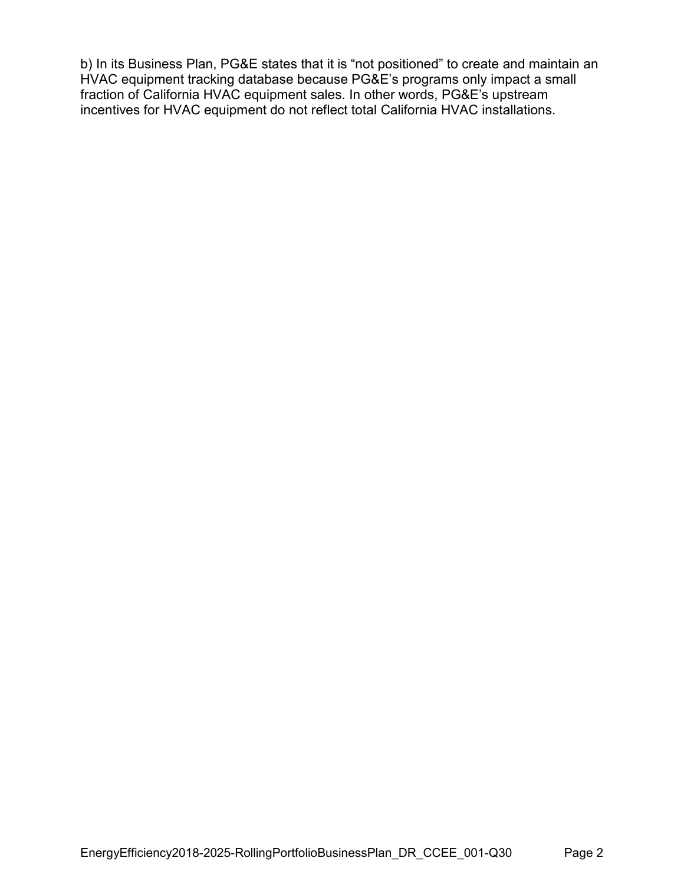b) In its Business Plan, PG&E states that it is "not positioned" to create and maintain an HVAC equipment tracking database because PG&E's programs only impact a small fraction of California HVAC equipment sales. In other words, PG&E's upstream incentives for HVAC equipment do not reflect total California HVAC installations.